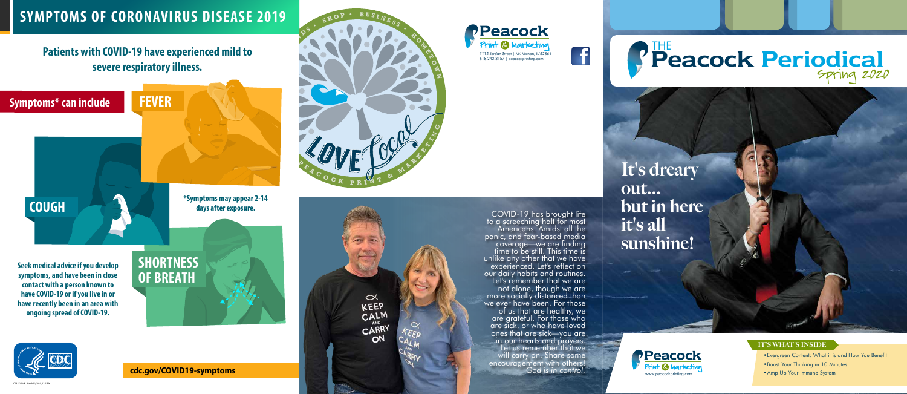# SYMPTOMS OF CORONAVIRUS DISEASE 2019

## Patients with COVID-19 have experienced mild to severe respiratory illness.

**Symptoms* can include**

**FEVER**

**COUGH**

**SHORTNESS OF BREATH**

***Symptoms may appear 2-14 days after exposure.**

**Seek medical advice if you develop symptoms, and have been in close contact with a person known to have COVID-19 or if you live in or have recently been in an area with ongoing spread of COVID-19.**

CS 315252-A March 20, 2020, 12:11 PM

**cdc.gov/COVID19-symptoms**

SHOP • BUSINESS • HOMETOWN • PEACOCK PRINT & MARKETING

LOVE Local

Peacock Print & Marketing
1112 Jordan Street | Mt. Vernon, IL 62864
618.242.3157 | peacockprinting.com

COVID-19 has brought life to a screeching halt for most Americans. Amidst all the panic, and fear-based media coverage—we are finding time to be still. This time is unlike any other that we have experienced. Let's reflect on our daily habits and routines. Let's remember that we are not alone, though we are more socially distanced than we ever have been. For those of us that are healthy, we are grateful. For those who are sick, or who have loved ones that are sick—you are in our hearts and prayers. Let us remember that we will carry on. Share some encouragement with others! *God is in control.*

# THE Peacock Periodical

Spring 2020

## It's dreary out... but in here it's all sunshine!

Peacock Print & Marketing
www.peacockprinting.com

### IT'S WHAT'S INSIDE

- Evergreen Content: What it is and How You Benefit
- Boost Your Thinking in 10 Minutes
- Amp Up Your Immune System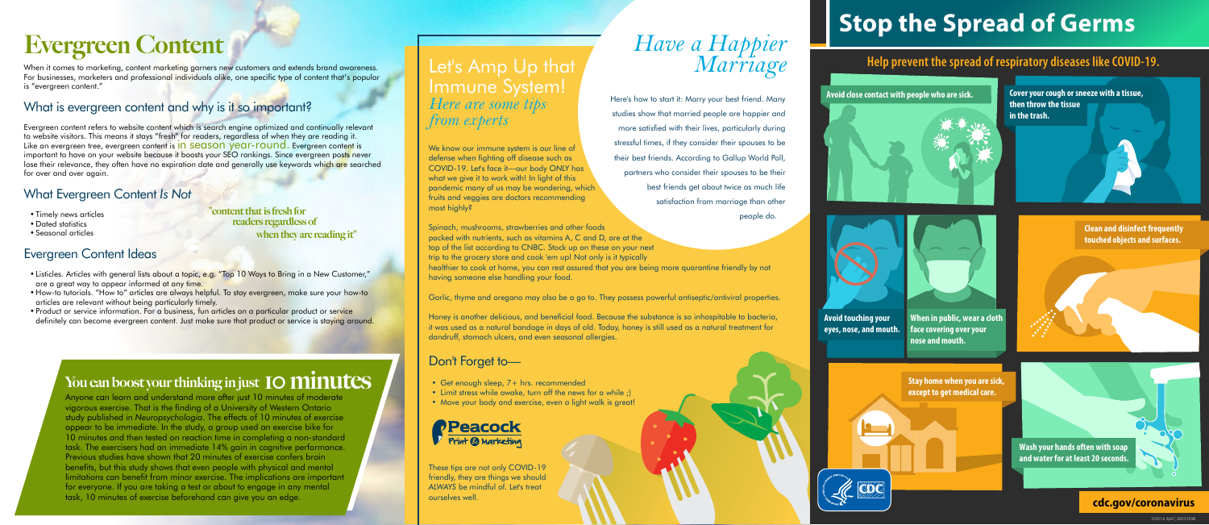# Evergreen Content

When it comes to marketing, content marketing garners new customers and extends brand awareness. For businesses, marketers and professional individuals alike, one specific type of content that's popular is "evergreen content."

## What is evergreen content and why is it so important?

Evergreen content refers to website content which is search engine optimized and continually relevant to website visitors. This means it stays "fresh" for readers, regardless of when they are reading it. Like an evergreen tree, evergreen content is in season year-round. Evergreen content is important to have on your website because it boosts your SEO rankings. Since evergreen posts never lose their relevance, they often have no expiration date and generally use keywords which are searched for over and over again.

## What Evergreen Content *Is Not*

- Timely news articles
- Dated statistics
- Seasonal articles

**"content that is fresh for readers regardless of when they are reading it"**

## Evergreen Content Ideas

- Listicles. Articles with general lists about a topic, e.g. "Top 10 Ways to Bring in a New Customer," are a great way to appear informed at any time.
- How-to tutorials. "How to" articles are always helpful. To stay evergreen, make sure your how-to articles are relevant without being particularly timely.
- Product or service information. For a business, fun articles on a particular product or service definitely can become evergreen content. Just make sure that product or service is staying around.

## You can boost your thinking in just 10 minutes

Anyone can learn and understand more after just 10 minutes of moderate vigorous exercise. That is the finding of a University of Western Ontario study published in *Neuropsychologia*. The effects of 10 minutes of exercise appear to be immediate. In the study, a group used an exercise bike for 10 minutes and then tested on reaction time in completing a non-standard task. The exercisers had an immediate 14% gain in cognitive performance. Previous studies have shown that 20 minutes of exercise confers brain benefits, but this study shows that even people with physical and mental limitations can benefit from minor exercise. The implications are important for everyone. If you are taking a test or about to engage in any mental task, 10 minutes of exercise beforehand can give you an edge.

## Let's Amp Up that Immune System!

*Here are some tips from experts*

We know our immune system is our line of defense when fighting off disease such as COVID-19. Let's face it—our body ONLY has what we give it to work with! In light of this pandemic many of us may be wondering, which fruits and veggies are doctors recommending most highly?

Spinach, mushrooms, strawberries and other foods packed with nutrients, such as vitamins A, C and D, are at the top of the list according to CNBC. Stock up on these on your next trip to the grocery store and cook 'em up! Not only is it typically healthier to cook at home, you can rest assured that you are being more quarantine friendly by not having someone else handling your food.

Garlic, thyme and oregano may also be a go to. They possess powerful antiseptic/antiviral properties.

Honey is another delicious, and beneficial food. Because the substance is so inhospitable to bacteria, it was used as a natural bandage in days of old. Today, honey is still used as a natural treatment for dandruff, stomach ulcers, and even seasonal allergies.

### Don't Forget to—

- Get enough sleep, 7+ hrs. recommended
- Limit stress while awake, turn off the news for a while ;)
- Move your body and exercise, even a light walk is great!

Peacock Print & Marketing

These tips are not only COVID-19 friendly, they are things we should *ALWAYS* be mindful of. Let's treat ourselves well.

## *Have a Happier Marriage*

Here's how to start it: Marry your best friend. Many studies show that married people are happier and more satisfied with their lives, particularly during stressful times, if they consider their spouses to be their best friends. According to Gallup World Poll, partners who consider their spouses to be their best friends get about twice as much life satisfaction from marriage than other people do.

# Stop the Spread of Germs

**Help prevent the spread of respiratory diseases like COVID-19.**

**Avoid close contact with people who are sick.**

**Cover your cough or sneeze with a tissue, then throw the tissue in the trash.**

**Avoid touching your eyes, nose, and mouth.**

**When in public, wear a cloth face covering over your nose and mouth.**

**Clean and disinfect frequently touched objects and surfaces.**

**Stay home when you are sick, except to get medical care.**

**Wash your hands often with soap and water for at least 20 seconds.**

**cdc.gov/coronavirus**

CDC